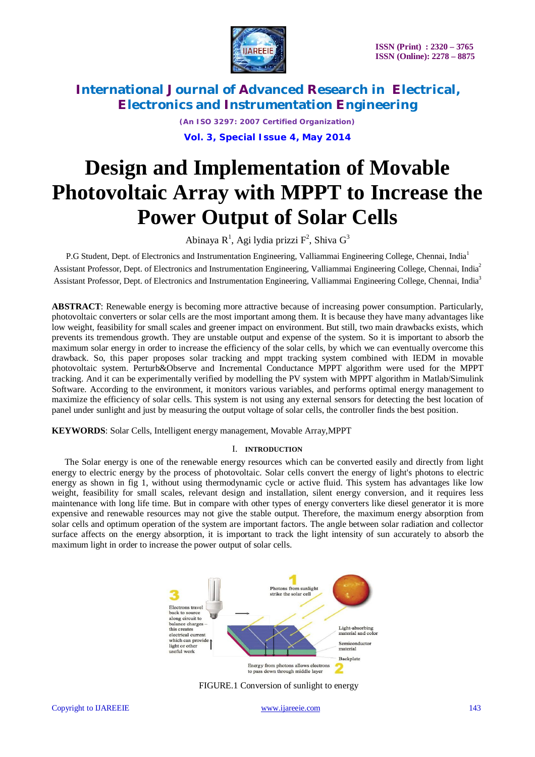# Design and Implementation of Movable Photovoltaic Array with MPPT to Increase the Power Output of Solar Cells

Abinaya R[1], Agi lydia prizzi F[2], Shiva G[3]

P.G Student, Dept. of Electronics and Instrumentation Engineering, Valliammai Engineering College, Chennai, India[1]

Assistant Professor, Dept. of Electronics and Instrumentation Engineering, Valliammai Engineering College, Chennai, India[2]

Assistant Professor, Dept. of Electronics and Instrumentation Engineering, Valliammai Engineering College, Chennai, India[3]

**ABSTRACT**: Renewable energy is becoming more attractive because of increasing power consumption. Particularly, photovoltaic converters or solar cells are the most important among them. It is because they have many advantages like low weight, feasibility for small scales and greener impact on environment. But still, two main drawbacks exists, which prevents its tremendous growth. They are unstable output and expense of the system. So it is important to absorb the maximum solar energy in order to increase the efficiency of the solar cells, by which we can eventually overcome this drawback. So, this paper proposes solar tracking and mppt tracking system combined with IEDM in movable photovoltaic system. Perturb&Observe and Incremental Conductance MPPT algorithm were used for the MPPT tracking. And it can be experimentally verified by modelling the PV system with MPPT algorithm in Matlab/Simulink Software. According to the environment, it monitors various variables, and performs optimal energy management to maximize the efficiency of solar cells. This system is not using any external sensors for detecting the best location of panel under sunlight and just by measuring the output voltage of solar cells, the controller finds the best position.

**KEYWORDS**: Solar Cells, Intelligent energy management, Movable Array,MPPT

## I. INTRODUCTION

The Solar energy is one of the renewable energy resources which can be converted easily and directly from light energy to electric energy by the process of photovoltaic. Solar cells convert the energy of light's photons to electric energy as shown in fig 1, without using thermodynamic cycle or active fluid. This system has advantages like low weight, feasibility for small scales, relevant design and installation, silent energy conversion, and it requires less maintenance with long life time. But in compare with other types of energy converters like diesel generator it is more expensive and renewable resources may not give the stable output. Therefore, the maximum energy absorption from solar cells and optimum operation of the system are important factors. The angle between solar radiation and collector surface affects on the energy absorption, it is important to track the light intensity of sun accurately to absorb the maximum light in order to increase the power output of solar cells.

FIGURE.1 Conversion of sunlight to energy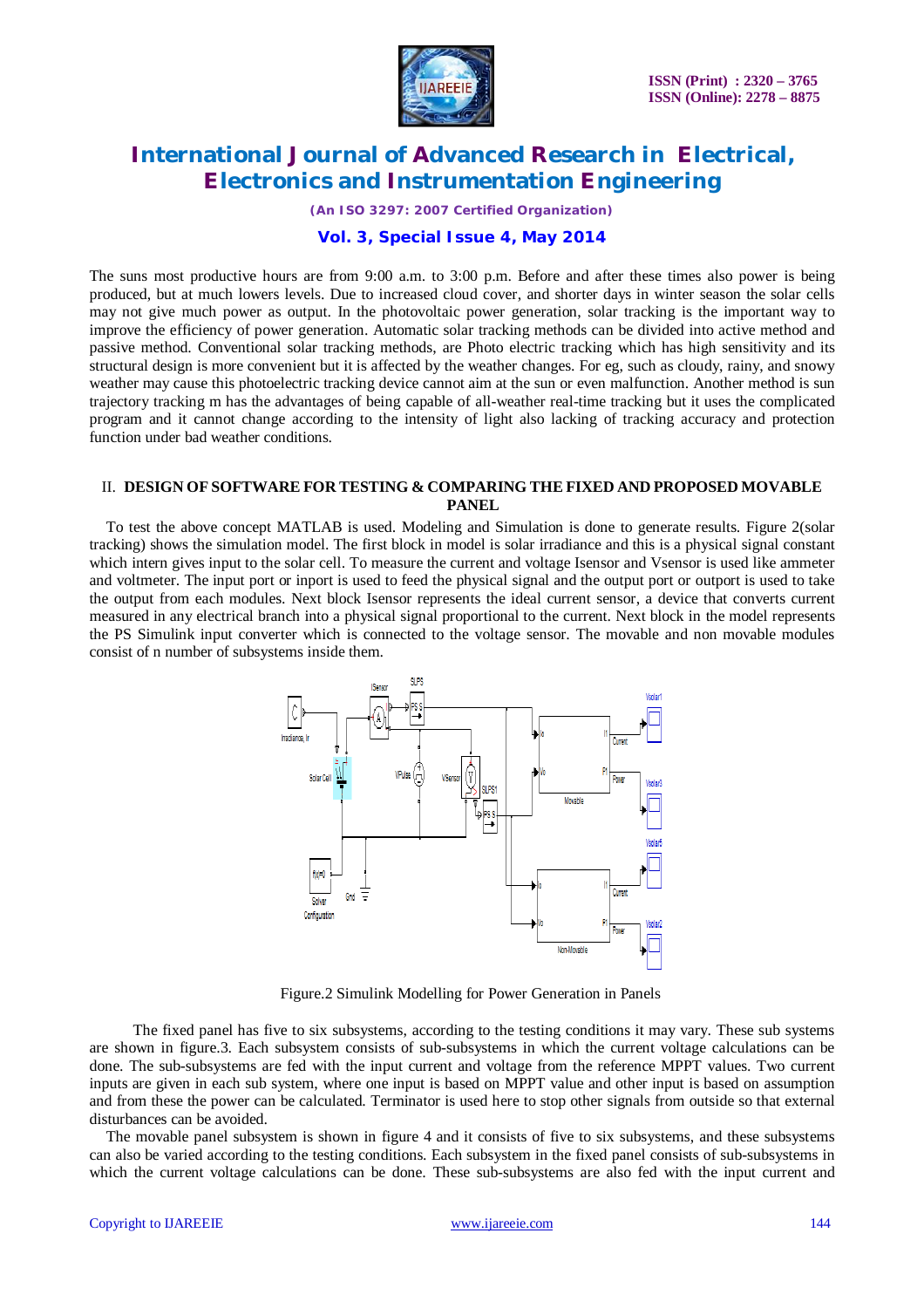The suns most productive hours are from 9:00 a.m. to 3:00 p.m. Before and after these times also power is being produced, but at much lowers levels. Due to increased cloud cover, and shorter days in winter season the solar cells may not give much power as output. In the photovoltaic power generation, solar tracking is the important way to improve the efficiency of power generation. Automatic solar tracking methods can be divided into active method and passive method. Conventional solar tracking methods, are Photo electric tracking which has high sensitivity and its structural design is more convenient but it is affected by the weather changes. For eg, such as cloudy, rainy, and snowy weather may cause this photoelectric tracking device cannot aim at the sun or even malfunction. Another method is sun trajectory tracking m has the advantages of being capable of all-weather real-time tracking but it uses the complicated program and it cannot change according to the intensity of light also lacking of tracking accuracy and protection function under bad weather conditions.

## II. DESIGN OF SOFTWARE FOR TESTING & COMPARING THE FIXED AND PROPOSED MOVABLE PANEL

To test the above concept MATLAB is used. Modeling and Simulation is done to generate results. Figure 2(solar tracking) shows the simulation model. The first block in model is solar irradiance and this is a physical signal constant which intern gives input to the solar cell. To measure the current and voltage Isensor and Vsensor is used like ammeter and voltmeter. The input port or inport is used to feed the physical signal and the output port or outport is used to take the output from each modules. Next block Isensor represents the ideal current sensor, a device that converts current measured in any electrical branch into a physical signal proportional to the current. Next block in the model represents the PS Simulink input converter which is connected to the voltage sensor. The movable and non movable modules consist of n number of subsystems inside them.

Figure.2 Simulink Modelling for Power Generation in Panels

The fixed panel has five to six subsystems, according to the testing conditions it may vary. These sub systems are shown in figure.3. Each subsystem consists of sub-subsystems in which the current voltage calculations can be done. The sub-subsystems are fed with the input current and voltage from the reference MPPT values. Two current inputs are given in each sub system, where one input is based on MPPT value and other input is based on assumption and from these the power can be calculated. Terminator is used here to stop other signals from outside so that external disturbances can be avoided.

The movable panel subsystem is shown in figure 4 and it consists of five to six subsystems, and these subsystems can also be varied according to the testing conditions. Each subsystem in the fixed panel consists of sub-subsystems in which the current voltage calculations can be done. These sub-subsystems are also fed with the input current and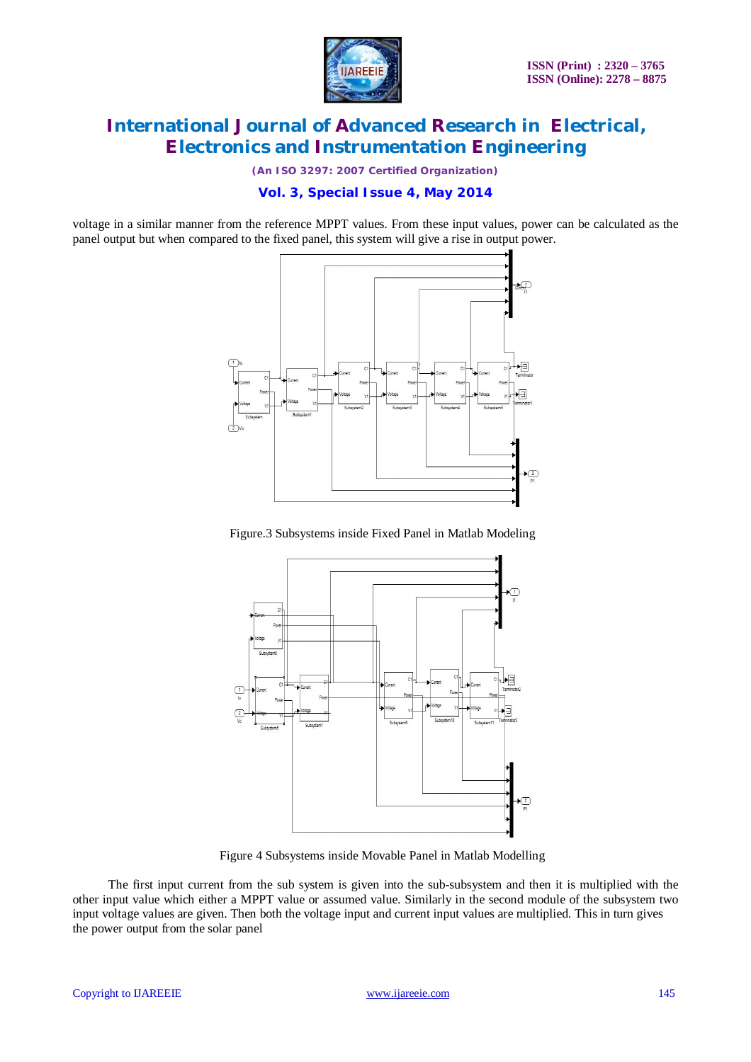voltage in a similar manner from the reference MPPT values. From these input values, power can be calculated as the panel output but when compared to the fixed panel, this system will give a rise in output power.

Figure.3 Subsystems inside Fixed Panel in Matlab Modeling

Figure 4 Subsystems inside Movable Panel in Matlab Modelling

The first input current from the sub system is given into the sub-subsystem and then it is multiplied with the other input value which either a MPPT value or assumed value. Similarly in the second module of the subsystem two input voltage values are given. Then both the voltage input and current input values are multiplied. This in turn gives the power output from the solar panel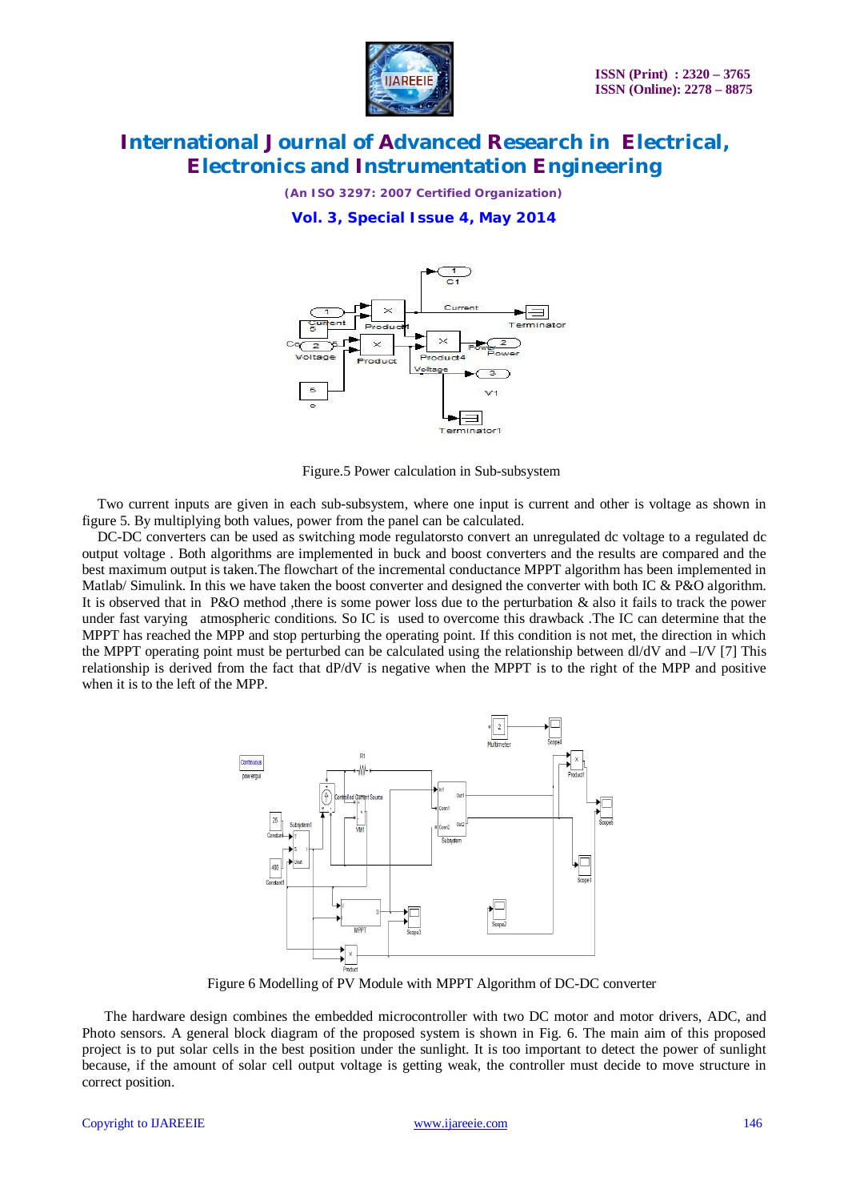Figure.5 Power calculation in Sub-subsystem

Two current inputs are given in each sub-subsystem, where one input is current and other is voltage as shown in figure 5. By multiplying both values, power from the panel can be calculated.

DC-DC converters can be used as switching mode regulatorsto convert an unregulated dc voltage to a regulated dc output voltage . Both algorithms are implemented in buck and boost converters and the results are compared and the best maximum output is taken.The flowchart of the incremental conductance MPPT algorithm has been implemented in Matlab/ Simulink. In this we have taken the boost converter and designed the converter with both IC & P&O algorithm. It is observed that in P&O method ,there is some power loss due to the perturbation & also it fails to track the power under fast varying atmospheric conditions. So IC is used to overcome this drawback .The IC can determine that the MPPT has reached the MPP and stop perturbing the operating point. If this condition is not met, the direction in which the MPPT operating point must be perturbed can be calculated using the relationship between dl/dV and –I/V [7] This relationship is derived from the fact that dP/dV is negative when the MPPT is to the right of the MPP and positive when it is to the left of the MPP.

Figure 6 Modelling of PV Module with MPPT Algorithm of DC-DC converter

The hardware design combines the embedded microcontroller with two DC motor and motor drivers, ADC, and Photo sensors. A general block diagram of the proposed system is shown in Fig. 6. The main aim of this proposed project is to put solar cells in the best position under the sunlight. It is too important to detect the power of sunlight because, if the amount of solar cell output voltage is getting weak, the controller must decide to move structure in correct position.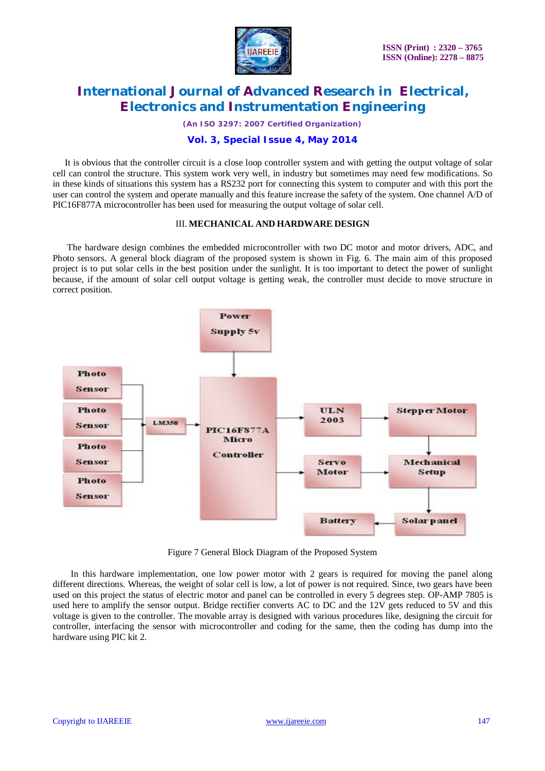It is obvious that the controller circuit is a close loop controller system and with getting the output voltage of solar cell can control the structure. This system work very well, in industry but sometimes may need few modifications. So in these kinds of situations this system has a RS232 port for connecting this system to computer and with this port the user can control the system and operate manually and this feature increase the safety of the system. One channel A/D of PIC16F877A microcontroller has been used for measuring the output voltage of solar cell.

## III. MECHANICAL AND HARDWARE DESIGN

The hardware design combines the embedded microcontroller with two DC motor and motor drivers, ADC, and Photo sensors. A general block diagram of the proposed system is shown in Fig. 6. The main aim of this proposed project is to put solar cells in the best position under the sunlight. It is too important to detect the power of sunlight because, if the amount of solar cell output voltage is getting weak, the controller must decide to move structure in correct position.

Figure 7 General Block Diagram of the Proposed System

In this hardware implementation, one low power motor with 2 gears is required for moving the panel along different directions. Whereas, the weight of solar cell is low, a lot of power is not required. Since, two gears have been used on this project the status of electric motor and panel can be controlled in every 5 degrees step. OP-AMP 7805 is used here to amplify the sensor output. Bridge rectifier converts AC to DC and the 12V gets reduced to 5V and this voltage is given to the controller. The movable array is designed with various procedures like, designing the circuit for controller, interfacing the sensor with microcontroller and coding for the same, then the coding has dump into the hardware using PIC kit 2.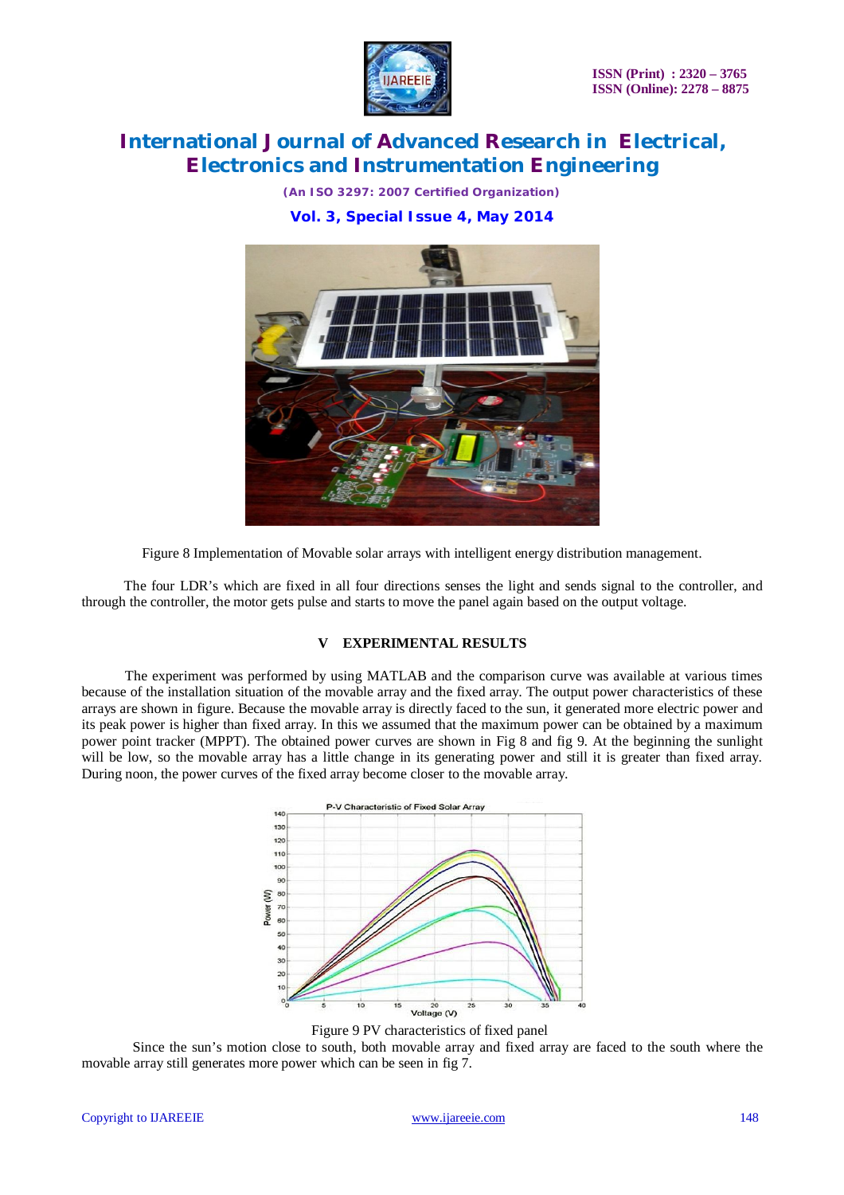Figure 8 Implementation of Movable solar arrays with intelligent energy distribution management.

The four LDR's which are fixed in all four directions senses the light and sends signal to the controller, and through the controller, the motor gets pulse and starts to move the panel again based on the output voltage.

## V EXPERIMENTAL RESULTS

The experiment was performed by using MATLAB and the comparison curve was available at various times because of the installation situation of the movable array and the fixed array. The output power characteristics of these arrays are shown in figure. Because the movable array is directly faced to the sun, it generated more electric power and its peak power is higher than fixed array. In this we assumed that the maximum power can be obtained by a maximum power point tracker (MPPT). The obtained power curves are shown in Fig 8 and fig 9. At the beginning the sunlight will be low, so the movable array has a little change in its generating power and still it is greater than fixed array. During noon, the power curves of the fixed array become closer to the movable array.

Figure 9 PV characteristics of fixed panel

Since the sun's motion close to south, both movable array and fixed array are faced to the south where the movable array still generates more power which can be seen in fig 7.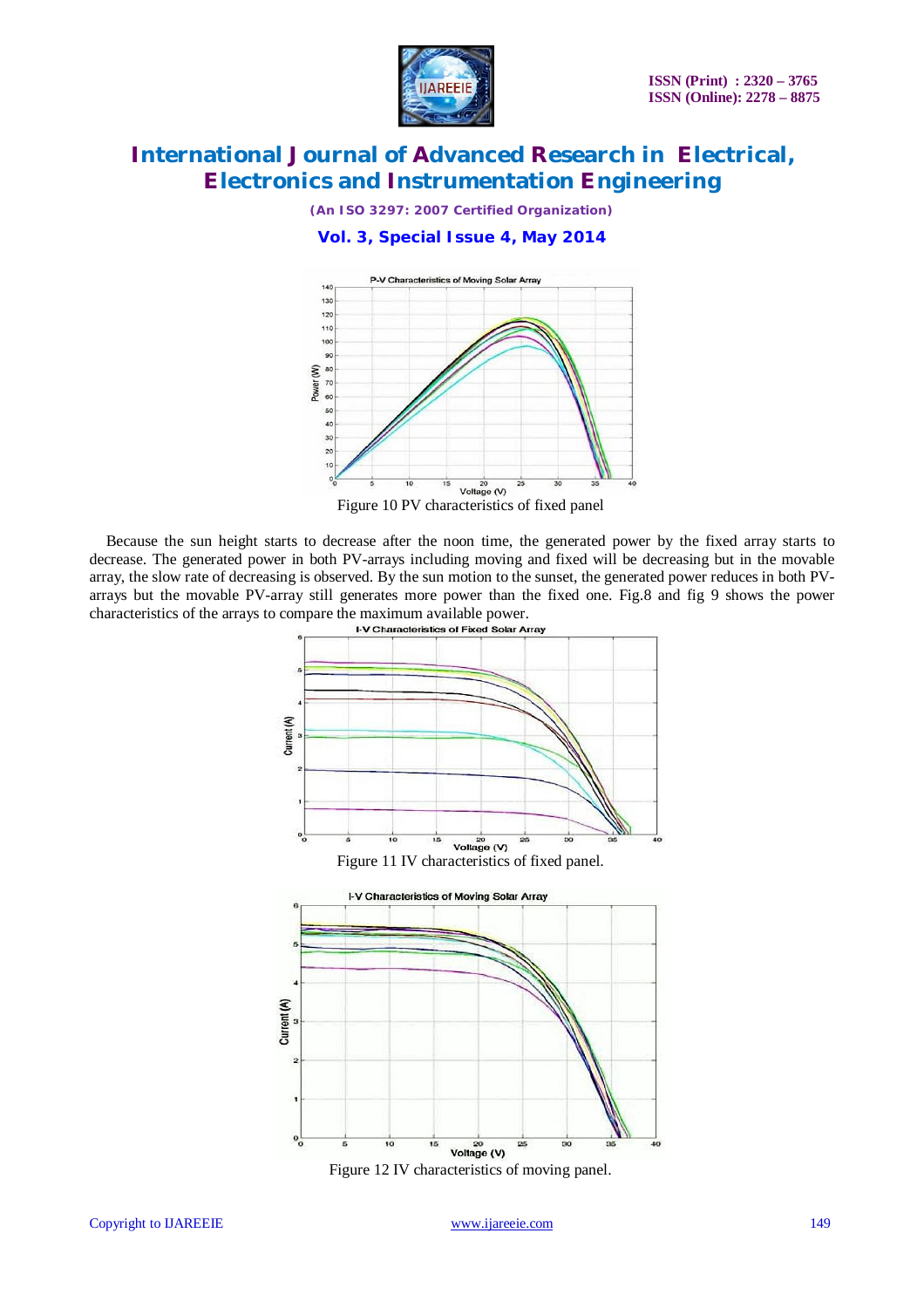Figure 10 PV characteristics of fixed panel

Because the sun height starts to decrease after the noon time, the generated power by the fixed array starts to decrease. The generated power in both PV-arrays including moving and fixed will be decreasing but in the movable array, the slow rate of decreasing is observed. By the sun motion to the sunset, the generated power reduces in both PV-arrays but the movable PV-array still generates more power than the fixed one. Fig.8 and fig 9 shows the power characteristics of the arrays to compare the maximum available power.

Figure 11 IV characteristics of fixed panel.

Figure 12 IV characteristics of moving panel.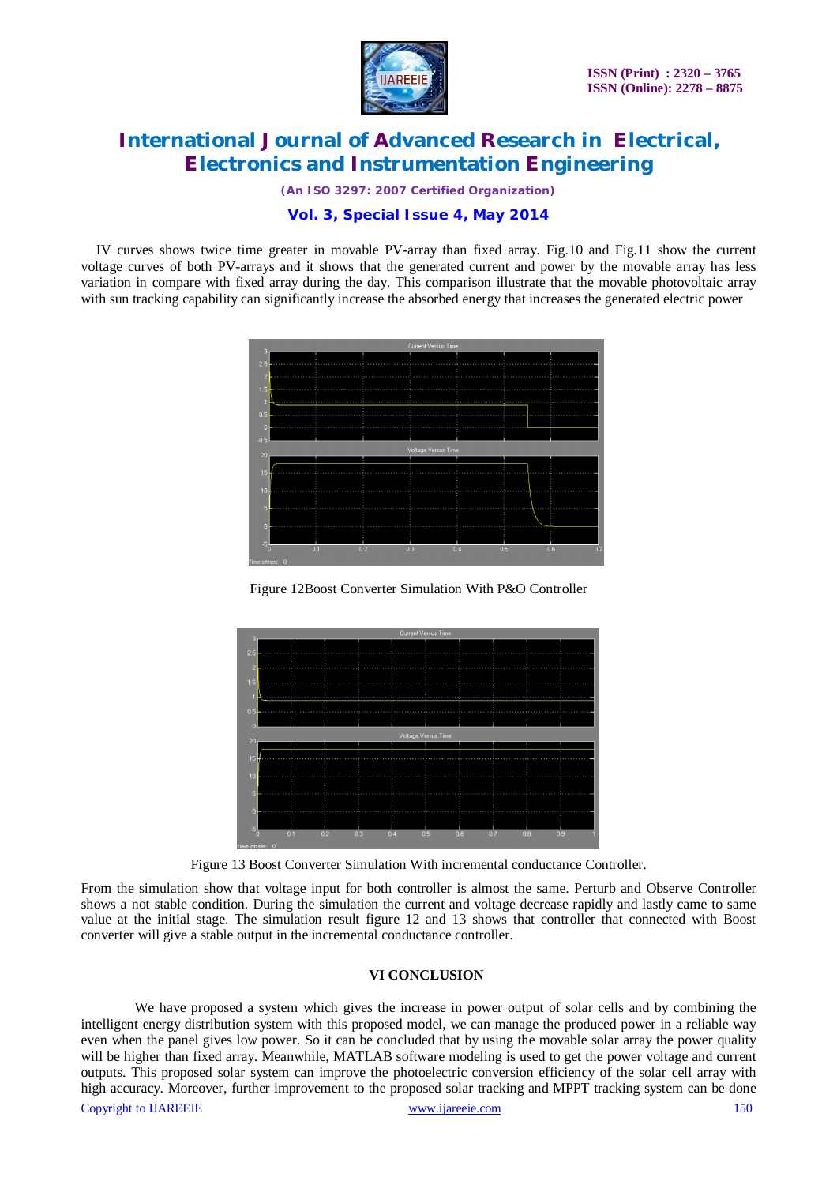IV curves shows twice time greater in movable PV-array than fixed array. Fig.10 and Fig.11 show the current voltage curves of both PV-arrays and it shows that the generated current and power by the movable array has less variation in compare with fixed array during the day. This comparison illustrate that the movable photovoltaic array with sun tracking capability can significantly increase the absorbed energy that increases the generated electric power

Figure 12Boost Converter Simulation With P&O Controller

Figure 13 Boost Converter Simulation With incremental conductance Controller.

From the simulation show that voltage input for both controller is almost the same. Perturb and Observe Controller shows a not stable condition. During the simulation the current and voltage decrease rapidly and lastly came to same value at the initial stage. The simulation result figure 12 and 13 shows that controller that connected with Boost converter will give a stable output in the incremental conductance controller.

## VI CONCLUSION

We have proposed a system which gives the increase in power output of solar cells and by combining the intelligent energy distribution system with this proposed model, we can manage the produced power in a reliable way even when the panel gives low power. So it can be concluded that by using the movable solar array the power quality will be higher than fixed array. Meanwhile, MATLAB software modeling is used to get the power voltage and current outputs. This proposed solar system can improve the photoelectric conversion efficiency of the solar cell array with high accuracy. Moreover, further improvement to the proposed solar tracking and MPPT tracking system can be done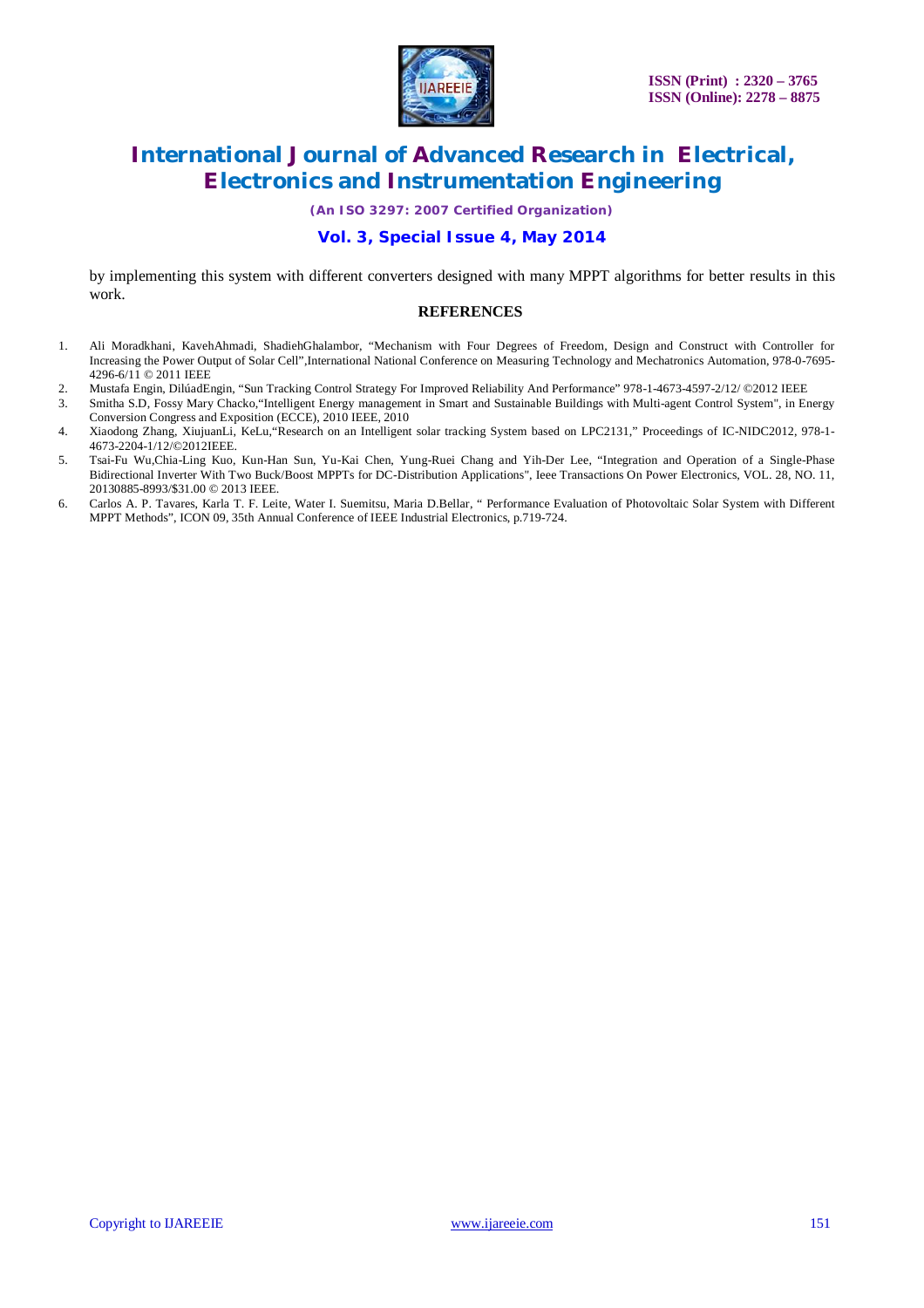by implementing this system with different converters designed with many MPPT algorithms for better results in this work.

## REFERENCES

1. Ali Moradkhani, KavehAhmadi, ShadiehGhalambor, "Mechanism with Four Degrees of Freedom, Design and Construct with Controller for Increasing the Power Output of Solar Cell",International National Conference on Measuring Technology and Mechatronics Automation, 978-0-7695-4296-6/11 © 2011 IEEE
2. Mustafa Engin, DilúadEngin, "Sun Tracking Control Strategy For Improved Reliability And Performance" 978-1-4673-4597-2/12/ ©2012 IEEE
3. Smitha S.D, Fossy Mary Chacko,"Intelligent Energy management in Smart and Sustainable Buildings with Multi-agent Control System", in Energy Conversion Congress and Exposition (ECCE), 2010 IEEE, 2010
4. Xiaodong Zhang, XiujuanLi, KeLu,"Research on an Intelligent solar tracking System based on LPC2131," Proceedings of IC-NIDC2012, 978-1-4673-2204-1/12/©2012IEEE.
5. Tsai-Fu Wu,Chia-Ling Kuo, Kun-Han Sun, Yu-Kai Chen, Yung-Ruei Chang and Yih-Der Lee, "Integration and Operation of a Single-Phase Bidirectional Inverter With Two Buck/Boost MPPTs for DC-Distribution Applications", Ieee Transactions On Power Electronics, VOL. 28, NO. 11, 20130885-8993/$31.00 © 2013 IEEE.
6. Carlos A. P. Tavares, Karla T. F. Leite, Water I. Suemitsu, Maria D.Bellar, " Performance Evaluation of Photovoltaic Solar System with Different MPPT Methods", ICON 09, 35th Annual Conference of IEEE Industrial Electronics, p.719-724.